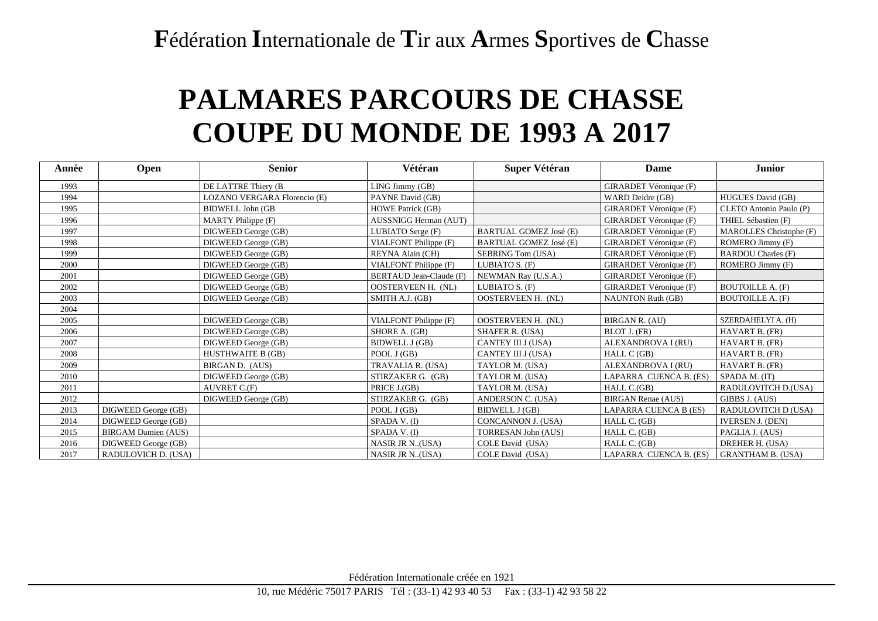**F**édération **I**nternationale de **T**ir aux **A**rmes **S**portives de **C**hasse

# PALMARES PARCOURS DE CHASSE
# COUPE DU MONDE DE 1993 A 2017

| Année | Open | Senior | Vétéran | Super Vétéran | Dame | Junior |
|---|---|---|---|---|---|---|
| 1993 | | DE LATTRE Thiery (B | LING Jimmy (GB) | | GIRARDET Véronique (F) | |
| 1994 | | LOZANO VERGARA Florencio (E) | PAYNE David (GB) | | WARD Deidre (GB) | HUGUES David (GB) |
| 1995 | | BIDWELL John (GB | HOWE Patrick (GB) | | GIRARDET Véronique (F) | CLETO Antonio Paulo (P) |
| 1996 | | MARTY Philippe (F) | AUSSNIGG Herman (AUT) | | GIRARDET Véronique (F) | THIEL Sébastien (F) |
| 1997 | | DIGWEED George (GB) | LUBIATO Serge (F) | BARTUAL GOMEZ José (E) | GIRARDET Véronique (F) | MAROLLES Christophe (F) |
| 1998 | | DIGWEED George (GB) | VIALFONT Philippe (F) | BARTUAL GOMEZ José (E) | GIRARDET Véronique (F) | ROMERO Jimmy (F) |
| 1999 | | DIGWEED George (GB) | REYNA Alain (CH) | SEBRING Tom (USA) | GIRARDET Véronique (F) | BARDOU Charles (F) |
| 2000 | | DIGWEED George (GB) | VIALFONT Philippe (F) | LUBIATO S. (F) | GIRARDET Véronique (F) | ROMERO Jimmy (F) |
| 2001 | | DIGWEED George (GB) | BERTAUD Jean-Claude (F) | NEWMAN Ray (U.S.A.) | GIRARDET Véronique (F) | |
| 2002 | | DIGWEED George (GB) | OOSTERVEEN H. (NL) | LUBIATO S. (F) | GIRARDET Véronique (F) | BOUTOILLE A. (F) |
| 2003 | | DIGWEED George (GB) | SMITH A.J. (GB) | OOSTERVEEN H. (NL) | NAUNTON Ruth (GB) | BOUTOILLE A. (F) |
| 2004 | | | | | | |
| 2005 | | DIGWEED George (GB) | VIALFONT Philippe (F) | OOSTERVEEN H. (NL) | BIRGAN R. (AU) | SZERDAHELYI A. (H) |
| 2006 | | DIGWEED George (GB) | SHORE A. (GB) | SHAFER R. (USA) | BLOT J. (FR) | HAVART B. (FR) |
| 2007 | | DIGWEED George (GB) | BIDWELL J (GB) | CANTEY III J (USA) | ALEXANDROVA I (RU) | HAVART B. (FR) |
| 2008 | | HUSTHWAITE B (GB) | POOL J (GB) | CANTEY III J (USA) | HALL C (GB) | HAVART B. (FR) |
| 2009 | | BIRGAN D. (AUS) | TRAVALIA R. (USA) | TAYLOR M. (USA) | ALEXANDROVA I (RU) | HAVART B. (FR) |
| 2010 | | DIGWEED George (GB) | STIRZAKER G. (GB) | TAYLOR M. (USA) | LAPARRA CUENCA B. (ES) | SPADA M. (IT) |
| 2011 | | AUVRET C.(F) | PRICE J.(GB) | TAYLOR M. (USA) | HALL C.(GB) | RADULOVITCH D.(USA) |
| 2012 | | DIGWEED George (GB) | STIRZAKER G. (GB) | ANDERSON C. (USA) | BIRGAN Renae (AUS) | GIBBS J. (AUS) |
| 2013 | DIGWEED George (GB) | | POOL J (GB) | BIDWELL J (GB) | LAPARRA CUENCA B (ES) | RADULOVITCH D (USA) |
| 2014 | DIGWEED George (GB) | | SPADA V. (I) | CONCANNON J. (USA) | HALL C. (GB) | IVERSEN J. (DEN) |
| 2015 | BIRGAM Damien (AUS) | | SPADA V. (I) | TORRESAN John (AUS) | HALL C. (GB) | PAGLIA J. (AUS) |
| 2016 | DIGWEED George (GB) | | NASIR JR N..(USA) | COLE David (USA) | HALL C. (GB) | DREHER H. (USA) |
| 2017 | RADULOVICH D. (USA) | | NASIR JR N..(USA) | COLE David (USA) | LAPARRA CUENCA B. (ES) | GRANTHAM B. (USA) |

Fédération Internationale créée en 1921

10, rue Médéric 75017 PARIS Tél : (33-1) 42 93 40 53 Fax : (33-1) 42 93 58 22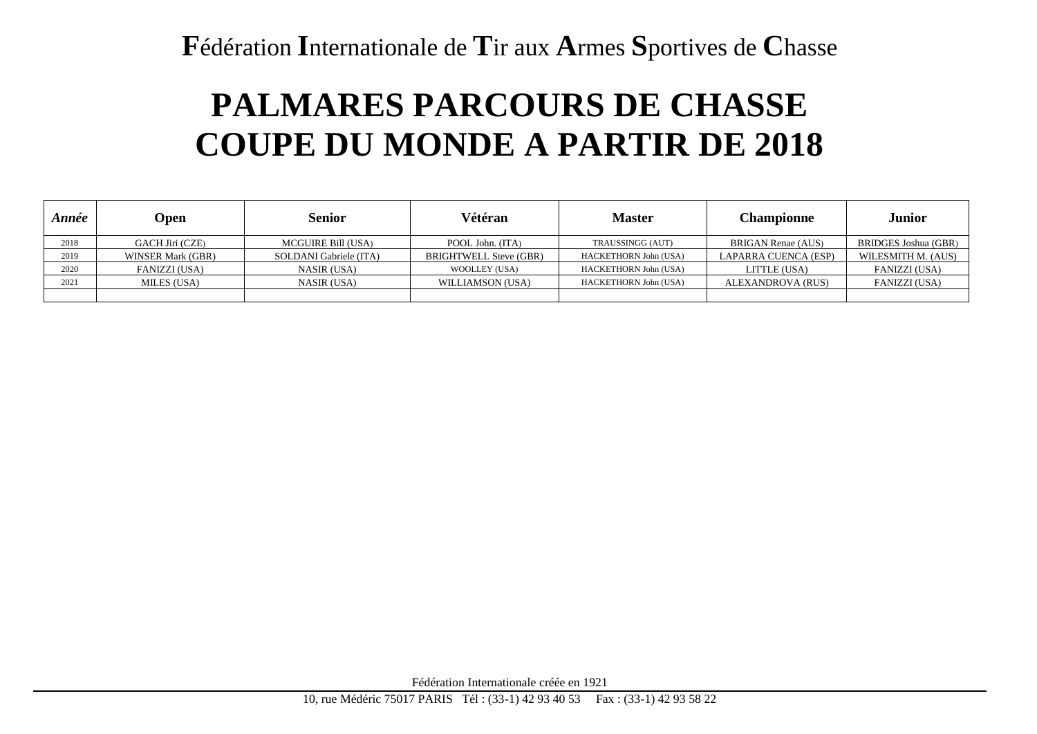**F**édération **I**nternationale de **T**ir aux **A**rmes **S**portives de **C**hasse

# PALMARES PARCOURS DE CHASSE
# COUPE DU MONDE A PARTIR DE 2018

| *Année* | Open | Senior | Vétéran | Master | Championne | Junior |
|---|---|---|---|---|---|---|
| 2018 | GACH Jiri (CZE) | MCGUIRE Bill (USA) | POOL John. (ITA) | TRAUSSINGG (AUT) | BRIGAN Renae (AUS) | BRIDGES Joshua (GBR) |
| 2019 | WINSER Mark (GBR) | SOLDANI Gabriele (ITA) | BRIGHTWELL Steve (GBR) | HACKETHORN John (USA) | LAPARRA CUENCA (ESP) | WILESMITH M. (AUS) |
| 2020 | FANIZZI (USA) | NASIR (USA) | WOOLLEY (USA) | HACKETHORN John (USA) | LITTLE (USA) | FANIZZI (USA) |
| 2021 | MILES (USA) | NASIR (USA) | WILLIAMSON (USA) | HACKETHORN John (USA) | ALEXANDROVA (RUS) | FANIZZI (USA) |
| | | | | | | |

Fédération Internationale créée en 1921

10, rue Médéric 75017 PARIS Tél : (33-1) 42 93 40 53 Fax : (33-1) 42 93 58 22